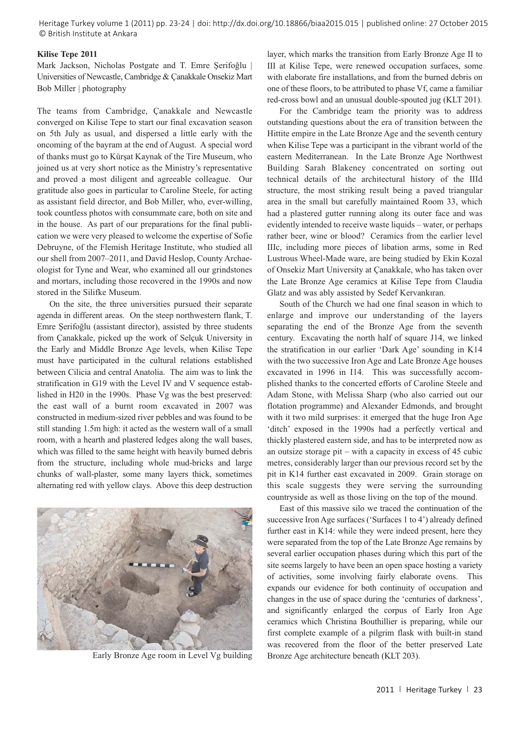## Kilise Tepe 2011

Mark Jackson, Nicholas Postgate and T. Emre Şerifoğlu | Universities of Newcastle, Cambridge & Çanakkale Onsekiz Mart
Bob Miller | photography

The teams from Cambridge, Çanakkale and Newcastle converged on Kilise Tepe to start our final excavation season on 5th July as usual, and dispersed a little early with the oncoming of the bayram at the end of August. A special word of thanks must go to Kürşat Kaynak of the Tire Museum, who joined us at very short notice as the Ministry's representative and proved a most diligent and agreeable colleague. Our gratitude also goes in particular to Caroline Steele, for acting as assistant field director, and Bob Miller, who, ever-willing, took countless photos with consummate care, both on site and in the house. As part of our preparations for the final publication we were very pleased to welcome the expertise of Sofie Debruyne, of the Flemish Heritage Institute, who studied all our shell from 2007–2011, and David Heslop, County Archaeologist for Tyne and Wear, who examined all our grindstones and mortars, including those recovered in the 1990s and now stored in the Silifke Museum.

On the site, the three universities pursued their separate agenda in different areas. On the steep northwestern flank, T. Emre Şerifoğlu (assistant director), assisted by three students from Çanakkale, picked up the work of Selçuk University in the Early and Middle Bronze Age levels, when Kilise Tepe must have participated in the cultural relations established between Cilicia and central Anatolia. The aim was to link the stratification in G19 with the Level IV and V sequence established in H20 in the 1990s. Phase Vg was the best preserved: the east wall of a burnt room excavated in 2007 was constructed in medium-sized river pebbles and was found to be still standing 1.5m high: it acted as the western wall of a small room, with a hearth and plastered ledges along the wall bases, which was filled to the same height with heavily burned debris from the structure, including whole mud-bricks and large chunks of wall-plaster, some many layers thick, sometimes alternating red with yellow clays. Above this deep destruction layer, which marks the transition from Early Bronze Age II to III at Kilise Tepe, were renewed occupation surfaces, some with elaborate fire installations, and from the burned debris on one of these floors, to be attributed to phase Vf, came a familiar red-cross bowl and an unusual double-spouted jug (KLT 201).

Early Bronze Age room in Level Vg building

For the Cambridge team the priority was to address outstanding questions about the era of transition between the Hittite empire in the Late Bronze Age and the seventh century when Kilise Tepe was a participant in the vibrant world of the eastern Mediterranean. In the Late Bronze Age Northwest Building Sarah Blakeney concentrated on sorting out technical details of the architectural history of the IIId structure, the most striking result being a paved triangular area in the small but carefully maintained Room 33, which had a plastered gutter running along its outer face and was evidently intended to receive waste liquids – water, or perhaps rather beer, wine or blood? Ceramics from the earlier level IIIc, including more pieces of libation arms, some in Red Lustrous Wheel-Made ware, are being studied by Ekin Kozal of Onsekiz Mart University at Çanakkale, who has taken over the Late Bronze Age ceramics at Kilise Tepe from Claudia Glatz and was ably assisted by Sedef Kervankıran.

South of the Church we had one final season in which to enlarge and improve our understanding of the layers separating the end of the Bronze Age from the seventh century. Excavating the north half of square J14, we linked the stratification in our earlier 'Dark Age' sounding in K14 with the two successive Iron Age and Late Bronze Age houses excavated in 1996 in I14. This was successfully accomplished thanks to the concerted efforts of Caroline Steele and Adam Stone, with Melissa Sharp (who also carried out our flotation programme) and Alexander Edmonds, and brought with it two mild surprises: it emerged that the huge Iron Age 'ditch' exposed in the 1990s had a perfectly vertical and thickly plastered eastern side, and has to be interpreted now as an outsize storage pit – with a capacity in excess of 45 cubic metres, considerably larger than our previous record set by the pit in K14 further east excavated in 2009. Grain storage on this scale suggests they were serving the surrounding countryside as well as those living on the top of the mound.

East of this massive silo we traced the continuation of the successive Iron Age surfaces ('Surfaces 1 to 4') already defined further east in K14: while they were indeed present, here they were separated from the top of the Late Bronze Age remains by several earlier occupation phases during which this part of the site seems largely to have been an open space hosting a variety of activities, some involving fairly elaborate ovens. This expands our evidence for both continuity of occupation and changes in the use of space during the 'centuries of darkness', and significantly enlarged the corpus of Early Iron Age ceramics which Christina Bouthillier is preparing, while our first complete example of a pilgrim flask with built-in stand was recovered from the floor of the better preserved Late Bronze Age architecture beneath (KLT 203).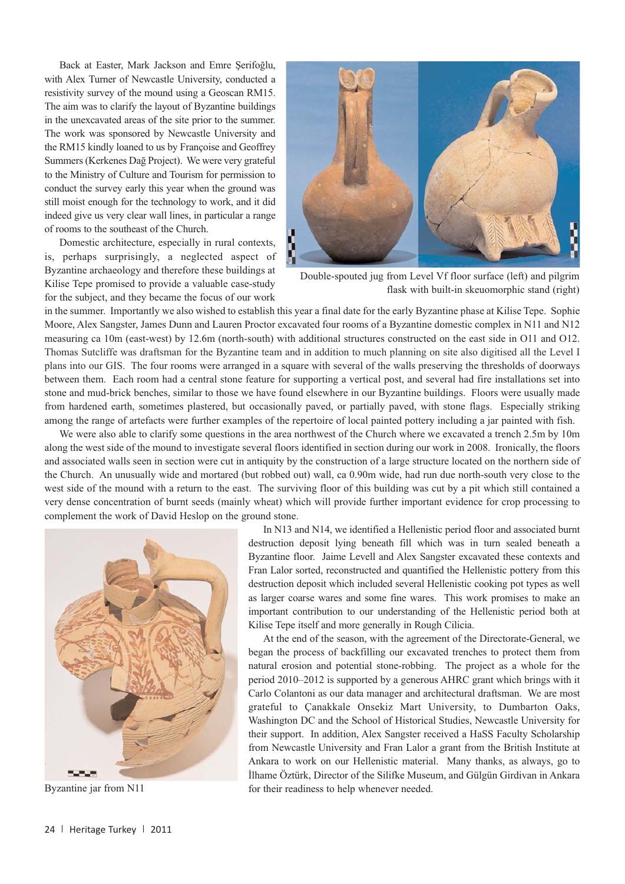Back at Easter, Mark Jackson and Emre Şerifoğlu, with Alex Turner of Newcastle University, conducted a resistivity survey of the mound using a Geoscan RM15. The aim was to clarify the layout of Byzantine buildings in the unexcavated areas of the site prior to the summer. The work was sponsored by Newcastle University and the RM15 kindly loaned to us by Françoise and Geoffrey Summers (Kerkenes Dağ Project). We were very grateful to the Ministry of Culture and Tourism for permission to conduct the survey early this year when the ground was still moist enough for the technology to work, and it did indeed give us very clear wall lines, in particular a range of rooms to the southeast of the Church.

Domestic architecture, especially in rural contexts, is, perhaps surprisingly, a neglected aspect of Byzantine archaeology and therefore these buildings at Kilise Tepe promised to provide a valuable case-study for the subject, and they became the focus of our work in the summer. Importantly we also wished to establish this year a final date for the early Byzantine phase at Kilise Tepe. Sophie Moore, Alex Sangster, James Dunn and Lauren Proctor excavated four rooms of a Byzantine domestic complex in N11 and N12 measuring ca 10m (east-west) by 12.6m (north-south) with additional structures constructed on the east side in O11 and O12. Thomas Sutcliffe was draftsman for the Byzantine team and in addition to much planning on site also digitised all the Level I plans into our GIS. The four rooms were arranged in a square with several of the walls preserving the thresholds of doorways between them. Each room had a central stone feature for supporting a vertical post, and several had fire installations set into stone and mud-brick benches, similar to those we have found elsewhere in our Byzantine buildings. Floors were usually made from hardened earth, sometimes plastered, but occasionally paved, or partially paved, with stone flags. Especially striking among the range of artefacts were further examples of the repertoire of local painted pottery including a jar painted with fish.

Double-spouted jug from Level Vf floor surface (left) and pilgrim flask with built-in skeuomorphic stand (right)

We were also able to clarify some questions in the area northwest of the Church where we excavated a trench 2.5m by 10m along the west side of the mound to investigate several floors identified in section during our work in 2008. Ironically, the floors and associated walls seen in section were cut in antiquity by the construction of a large structure located on the northern side of the Church. An unusually wide and mortared (but robbed out) wall, ca 0.90m wide, had run due north-south very close to the west side of the mound with a return to the east. The surviving floor of this building was cut by a pit which still contained a very dense concentration of burnt seeds (mainly wheat) which will provide further important evidence for crop processing to complement the work of David Heslop on the ground stone.

In N13 and N14, we identified a Hellenistic period floor and associated burnt destruction deposit lying beneath fill which was in turn sealed beneath a Byzantine floor. Jaime Levell and Alex Sangster excavated these contexts and Fran Lalor sorted, reconstructed and quantified the Hellenistic pottery from this destruction deposit which included several Hellenistic cooking pot types as well as larger coarse wares and some fine wares. This work promises to make an important contribution to our understanding of the Hellenistic period both at Kilise Tepe itself and more generally in Rough Cilicia.

At the end of the season, with the agreement of the Directorate-General, we began the process of backfilling our excavated trenches to protect them from natural erosion and potential stone-robbing. The project as a whole for the period 2010–2012 is supported by a generous AHRC grant which brings with it Carlo Colantoni as our data manager and architectural draftsman. We are most grateful to Çanakkale Onsekiz Mart University, to Dumbarton Oaks, Washington DC and the School of Historical Studies, Newcastle University for their support. In addition, Alex Sangster received a HaSS Faculty Scholarship from Newcastle University and Fran Lalor a grant from the British Institute at Ankara to work on our Hellenistic material. Many thanks, as always, go to İlhame Öztürk, Director of the Silifke Museum, and Gülgün Girdivan in Ankara for their readiness to help whenever needed.

Byzantine jar from N11